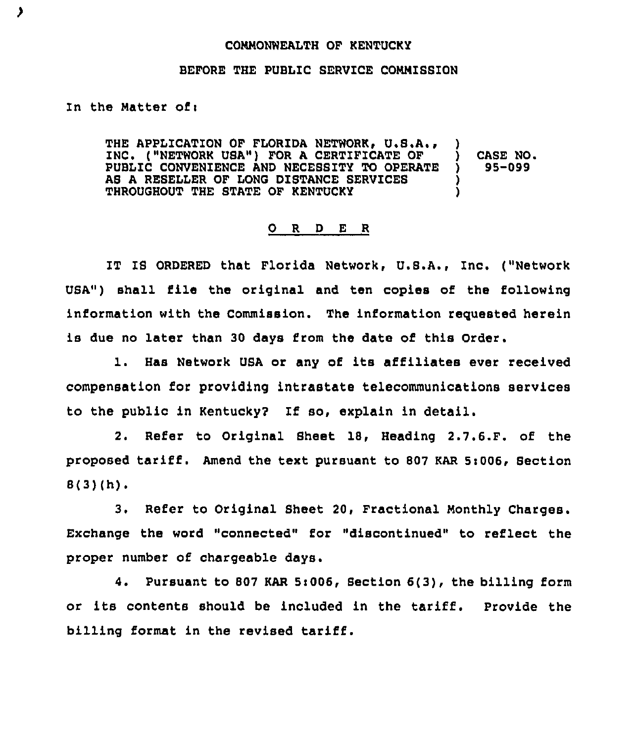COMMONWEALTH OF KENTUCKY

BEFORE THE PUBLIC SERVICE COMMISSION

In the Matter of:

| | | |
|---|---|---|
| THE APPLICATION OF FLORIDA NETWORK, U.S.A., INC. ("NETWORK USA") FOR A CERTIFICATE OF PUBLIC CONVENIENCE AND NECESSITY TO OPERATE AS A RESELLER OF LONG DISTANCE SERVICES THROUGHOUT THE STATE OF KENTUCKY | ) | CASE NO. 95-099 |

## O R D E R

IT IS ORDERED that Florida Network, U.S.A., Inc. ("Network USA") shall file the original and ten copies of the following information with the Commission. The information requested herein is due no later than 30 days from the date of this Order.

1. Has Network USA or any of its affiliates ever received compensation for providing intrastate telecommunications services to the public in Kentucky? If so, explain in detail.

2. Refer to Original Sheet 18, Heading 2.7.6.F. of the proposed tariff. Amend the text pursuant to 807 KAR 5:006, Section 8(3)(h).

3. Refer to Original Sheet 20, Fractional Monthly Charges. Exchange the word "connected" for "discontinued" to reflect the proper number of chargeable days.

4. Pursuant to 807 KAR 5:006, Section 6(3), the billing form or its contents should be included in the tariff. Provide the billing format in the revised tariff.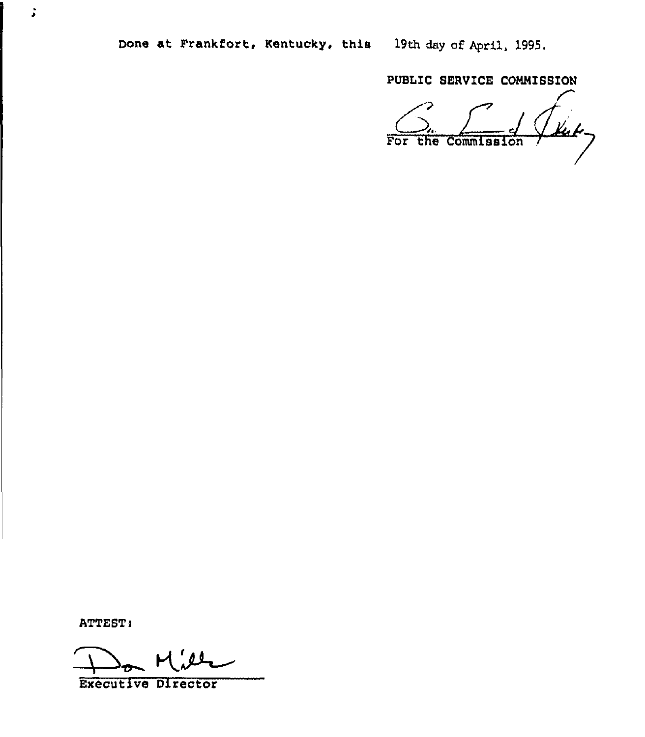Done at Frankfort, Kentucky, this 19th day of April, 1995.

PUBLIC SERVICE COMMISSION

For the Commission

ATTEST:

Executive Director